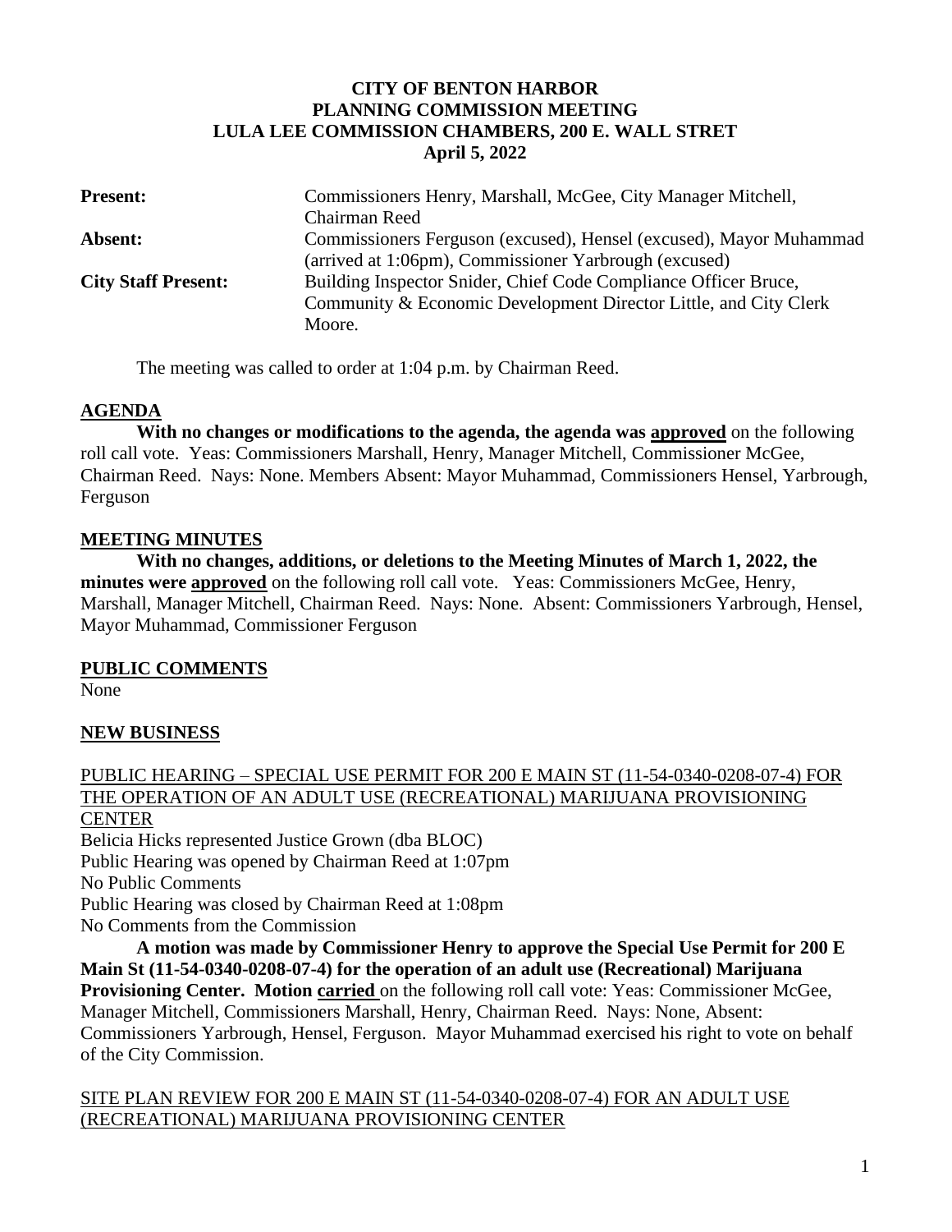**CITY OF BENTON HARBOR**
**PLANNING COMMISSION MEETING**
**LULA LEE COMMISSION CHAMBERS, 200 E. WALL STRET**
**April 5, 2022**

| | |
|---|---|
| **Present:** | Commissioners Henry, Marshall, McGee, City Manager Mitchell, Chairman Reed |
| **Absent:** | Commissioners Ferguson (excused), Hensel (excused), Mayor Muhammad (arrived at 1:06pm), Commissioner Yarbrough (excused) |
| **City Staff Present:** | Building Inspector Snider, Chief Code Compliance Officer Bruce, Community & Economic Development Director Little, and City Clerk Moore. |

The meeting was called to order at 1:04 p.m. by Chairman Reed.

## AGENDA

**With no changes or modifications to the agenda, the agenda was approved** on the following roll call vote. Yeas: Commissioners Marshall, Henry, Manager Mitchell, Commissioner McGee, Chairman Reed. Nays: None. Members Absent: Mayor Muhammad, Commissioners Hensel, Yarbrough, Ferguson

## MEETING MINUTES

**With no changes, additions, or deletions to the Meeting Minutes of March 1, 2022, the minutes were approved** on the following roll call vote. Yeas: Commissioners McGee, Henry, Marshall, Manager Mitchell, Chairman Reed. Nays: None. Absent: Commissioners Yarbrough, Hensel, Mayor Muhammad, Commissioner Ferguson

## PUBLIC COMMENTS

None

## NEW BUSINESS

PUBLIC HEARING – SPECIAL USE PERMIT FOR 200 E MAIN ST (11-54-0340-0208-07-4) FOR THE OPERATION OF AN ADULT USE (RECREATIONAL) MARIJUANA PROVISIONING CENTER

Belicia Hicks represented Justice Grown (dba BLOC)
Public Hearing was opened by Chairman Reed at 1:07pm
No Public Comments
Public Hearing was closed by Chairman Reed at 1:08pm
No Comments from the Commission

**A motion was made by Commissioner Henry to approve the Special Use Permit for 200 E Main St (11-54-0340-0208-07-4) for the operation of an adult use (Recreational) Marijuana Provisioning Center. Motion carried** on the following roll call vote: Yeas: Commissioner McGee, Manager Mitchell, Commissioners Marshall, Henry, Chairman Reed. Nays: None, Absent: Commissioners Yarbrough, Hensel, Ferguson. Mayor Muhammad exercised his right to vote on behalf of the City Commission.

SITE PLAN REVIEW FOR 200 E MAIN ST (11-54-0340-0208-07-4) FOR AN ADULT USE (RECREATIONAL) MARIJUANA PROVISIONING CENTER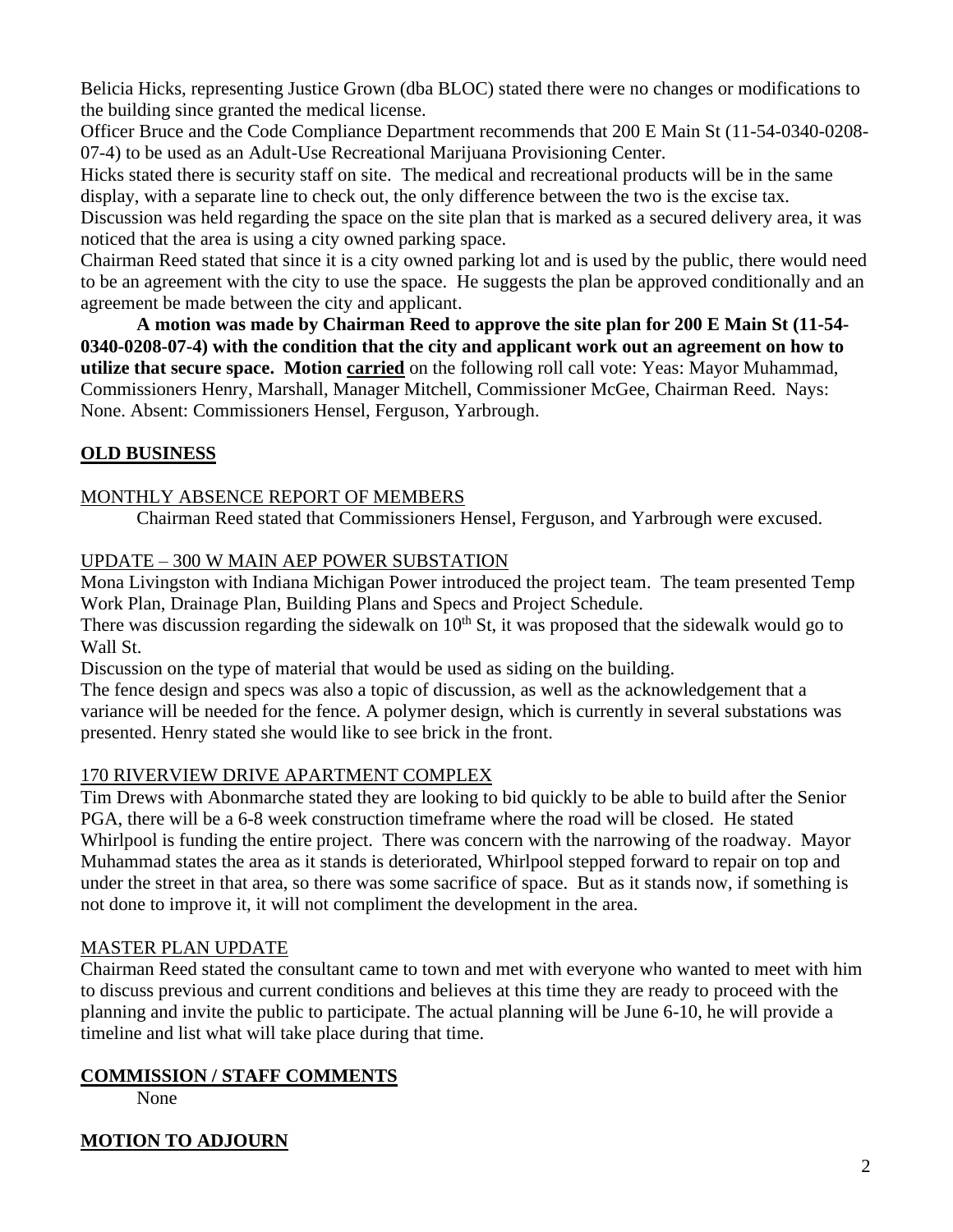Belicia Hicks, representing Justice Grown (dba BLOC) stated there were no changes or modifications to the building since granted the medical license.

Officer Bruce and the Code Compliance Department recommends that 200 E Main St (11-54-0340-0208-07-4) to be used as an Adult-Use Recreational Marijuana Provisioning Center.

Hicks stated there is security staff on site. The medical and recreational products will be in the same display, with a separate line to check out, the only difference between the two is the excise tax.

Discussion was held regarding the space on the site plan that is marked as a secured delivery area, it was noticed that the area is using a city owned parking space.

Chairman Reed stated that since it is a city owned parking lot and is used by the public, there would need to be an agreement with the city to use the space. He suggests the plan be approved conditionally and an agreement be made between the city and applicant.

**A motion was made by Chairman Reed to approve the site plan for 200 E Main St (11-54-0340-0208-07-4) with the condition that the city and applicant work out an agreement on how to utilize that secure space. Motion carried** on the following roll call vote: Yeas: Mayor Muhammad, Commissioners Henry, Marshall, Manager Mitchell, Commissioner McGee, Chairman Reed. Nays: None. Absent: Commissioners Hensel, Ferguson, Yarbrough.

## OLD BUSINESS

### MONTHLY ABSENCE REPORT OF MEMBERS

Chairman Reed stated that Commissioners Hensel, Ferguson, and Yarbrough were excused.

### UPDATE – 300 W MAIN AEP POWER SUBSTATION

Mona Livingston with Indiana Michigan Power introduced the project team. The team presented Temp Work Plan, Drainage Plan, Building Plans and Specs and Project Schedule.

There was discussion regarding the sidewalk on 10th St, it was proposed that the sidewalk would go to Wall St.

Discussion on the type of material that would be used as siding on the building.

The fence design and specs was also a topic of discussion, as well as the acknowledgement that a variance will be needed for the fence. A polymer design, which is currently in several substations was presented. Henry stated she would like to see brick in the front.

### 170 RIVERVIEW DRIVE APARTMENT COMPLEX

Tim Drews with Abonmarche stated they are looking to bid quickly to be able to build after the Senior PGA, there will be a 6-8 week construction timeframe where the road will be closed. He stated Whirlpool is funding the entire project. There was concern with the narrowing of the roadway. Mayor Muhammad states the area as it stands is deteriorated, Whirlpool stepped forward to repair on top and under the street in that area, so there was some sacrifice of space. But as it stands now, if something is not done to improve it, it will not compliment the development in the area.

### MASTER PLAN UPDATE

Chairman Reed stated the consultant came to town and met with everyone who wanted to meet with him to discuss previous and current conditions and believes at this time they are ready to proceed with the planning and invite the public to participate. The actual planning will be June 6-10, he will provide a timeline and list what will take place during that time.

## COMMISSION / STAFF COMMENTS

None

## MOTION TO ADJOURN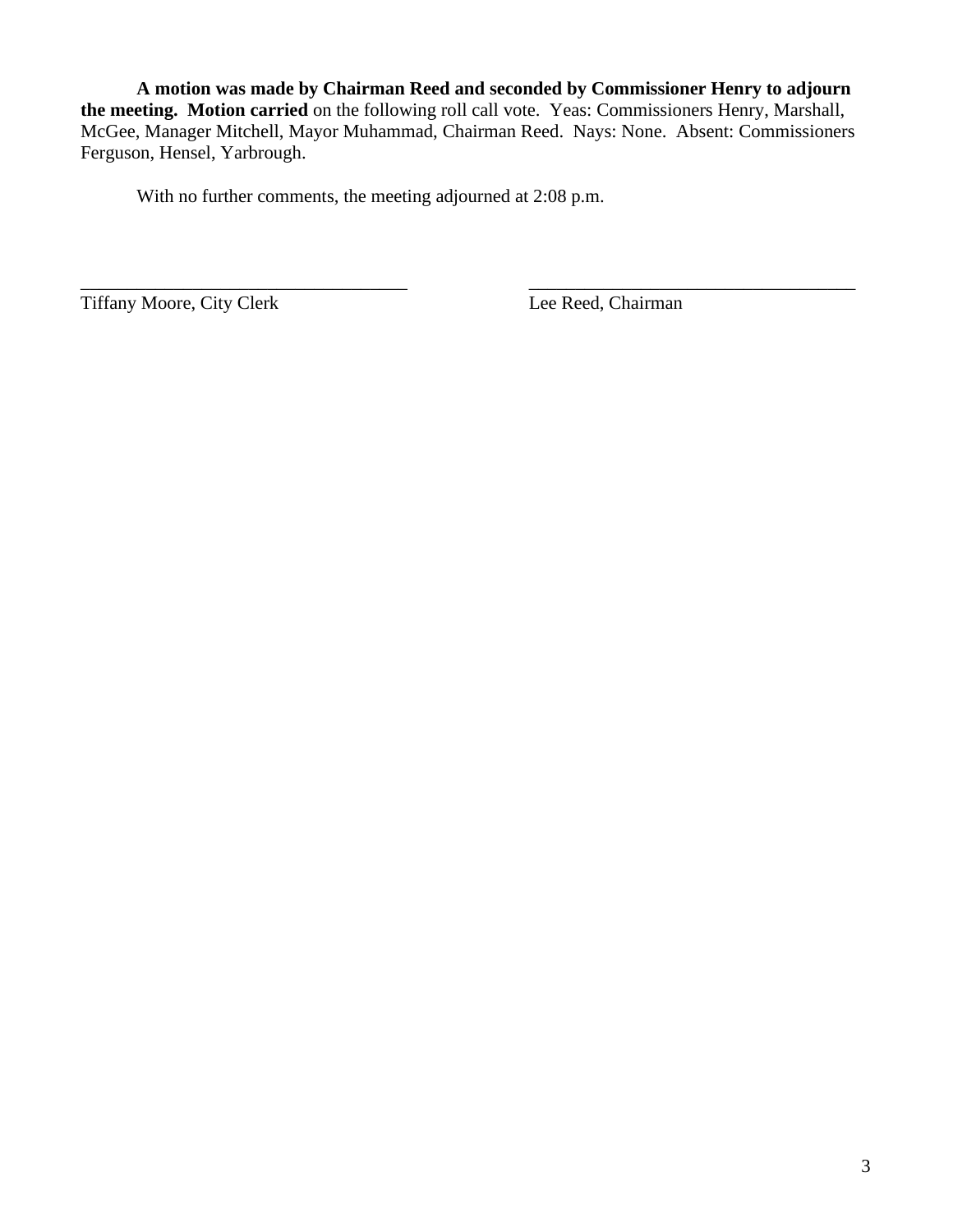**A motion was made by Chairman Reed and seconded by Commissioner Henry to adjourn the meeting. Motion carried** on the following roll call vote. Yeas: Commissioners Henry, Marshall, McGee, Manager Mitchell, Mayor Muhammad, Chairman Reed. Nays: None. Absent: Commissioners Ferguson, Hensel, Yarbrough.

With no further comments, the meeting adjourned at 2:08 p.m.

\_\_\_\_\_\_\_\_\_\_\_\_\_\_\_\_\_\_\_\_\_\_\_\_\_\_\_\_\_\_\_\_\_\_\_
Tiffany Moore, City Clerk

\_\_\_\_\_\_\_\_\_\_\_\_\_\_\_\_\_\_\_\_\_\_\_\_\_\_\_\_\_\_\_\_\_\_\_
Lee Reed, Chairman